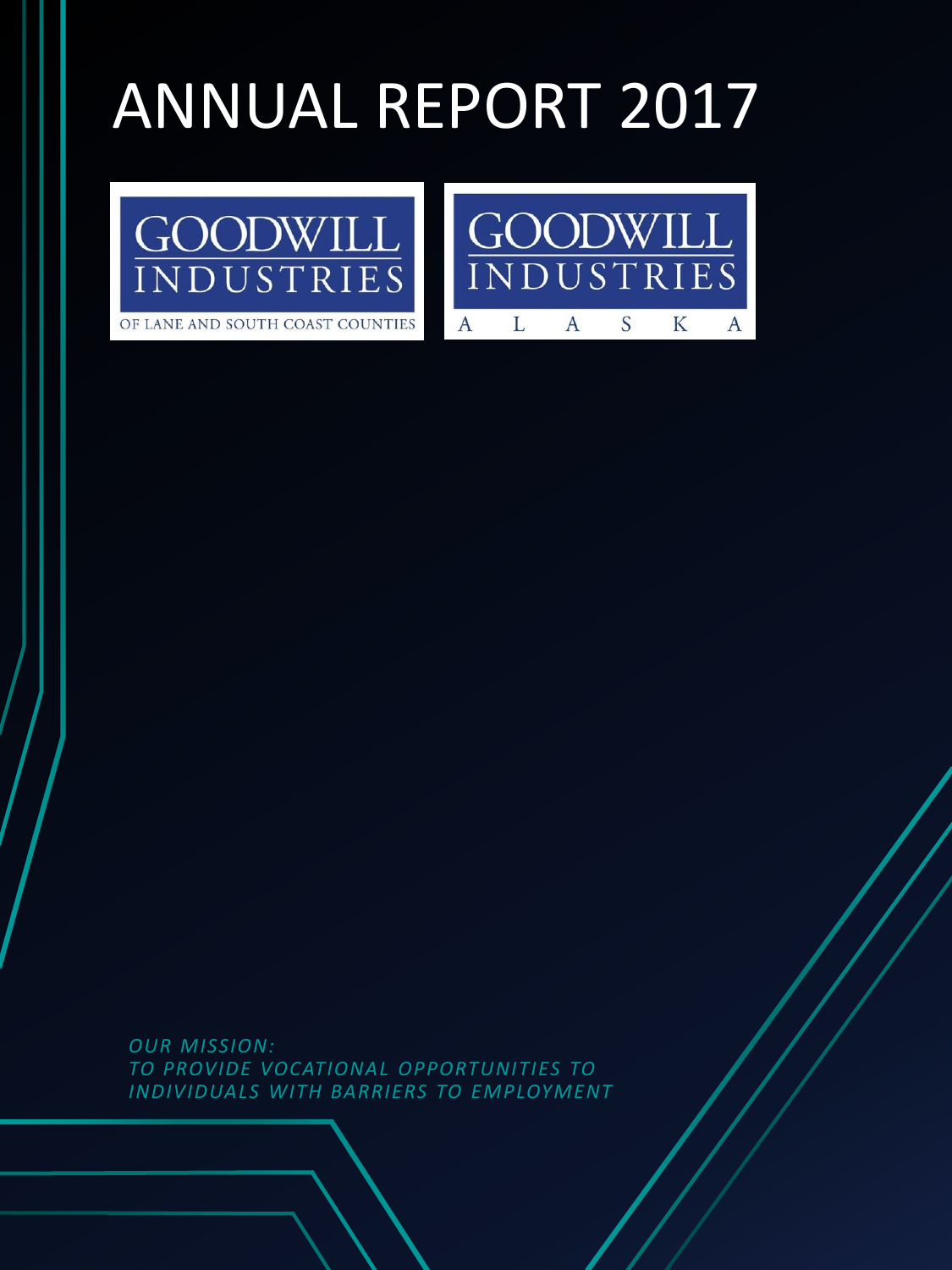# ANNUAL REPORT 2017

GOODWILL INDUSTRIES OF LANE AND SOUTH COAST COUNTIES

GOODWILL INDUSTRIES ALASKA

*OUR MISSION:*
*TO PROVIDE VOCATIONAL OPPORTUNITIES TO INDIVIDUALS WITH BARRIERS TO EMPLOYMENT*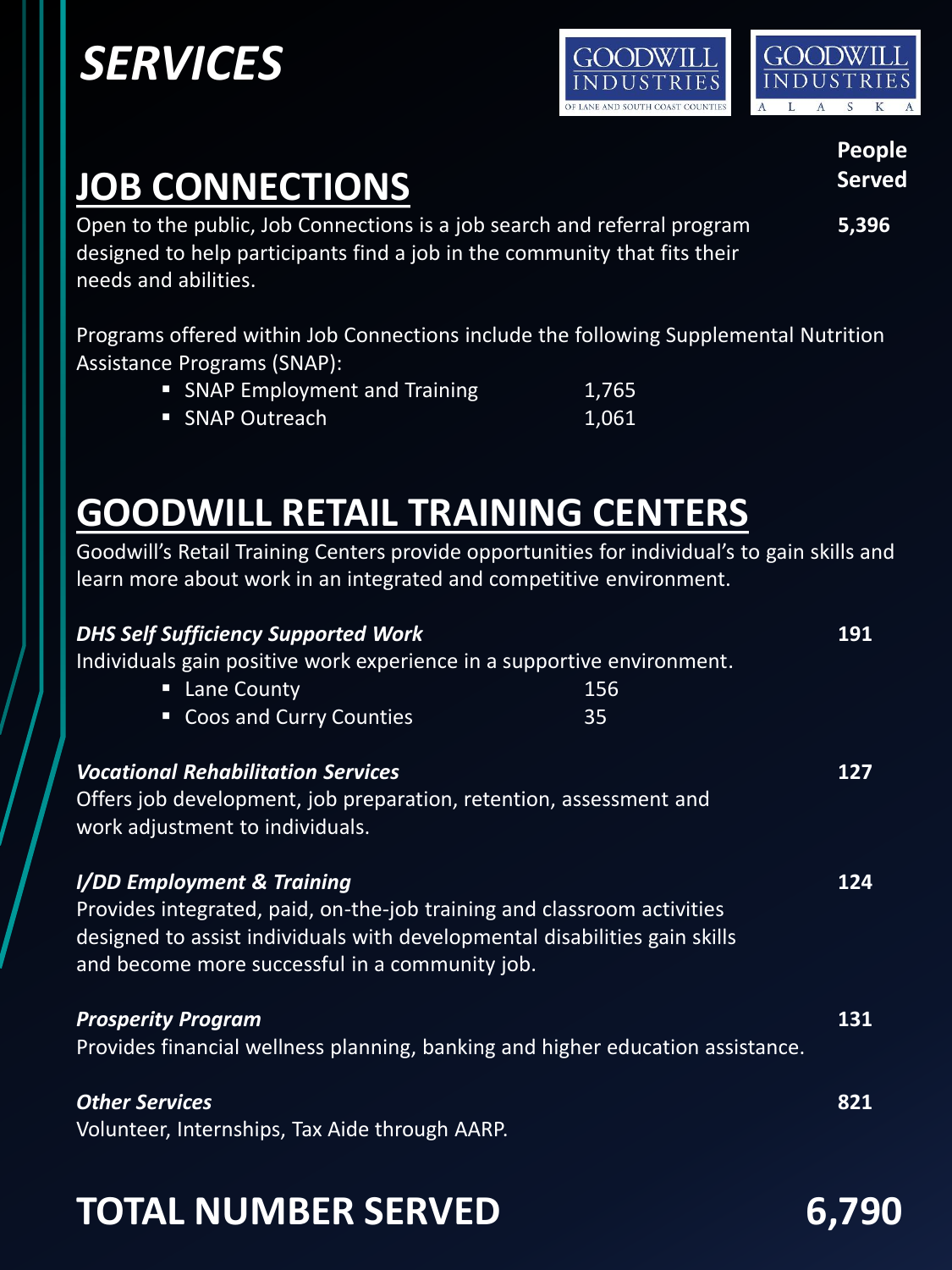# SERVICES

**People Served**

## JOB CONNECTIONS

Open to the public, Job Connections is a job search and referral program designed to help participants find a job in the community that fits their needs and abilities. **5,396**

Programs offered within Job Connections include the following Supplemental Nutrition Assistance Programs (SNAP):

- SNAP Employment and Training 1,765
- SNAP Outreach 1,061

## GOODWILL RETAIL TRAINING CENTERS

Goodwill's Retail Training Centers provide opportunities for individual's to gain skills and learn more about work in an integrated and competitive environment.

***DHS Self Sufficiency Supported Work*** **191**

Individuals gain positive work experience in a supportive environment.

- Lane County 156
- Coos and Curry Counties 35

***Vocational Rehabilitation Services*** **127**

Offers job development, job preparation, retention, assessment and work adjustment to individuals.

***I/DD Employment & Training*** **124**

Provides integrated, paid, on-the-job training and classroom activities designed to assist individuals with developmental disabilities gain skills and become more successful in a community job.

***Prosperity Program*** **131**

Provides financial wellness planning, banking and higher education assistance.

***Other Services*** **821**

Volunteer, Internships, Tax Aide through AARP.

## TOTAL NUMBER SERVED 6,790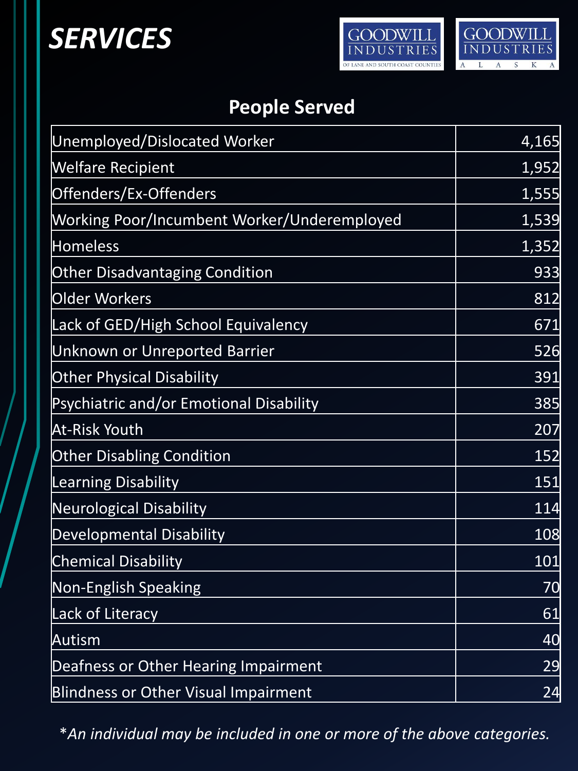# SERVICES

GOODWILL INDUSTRIES OF LANE AND SOUTH COAST COUNTIES

GOODWILL INDUSTRIES ALASKA

## People Served

| Category | Count |
|---|---|
| Unemployed/Dislocated Worker | 4,165 |
| Welfare Recipient | 1,952 |
| Offenders/Ex-Offenders | 1,555 |
| Working Poor/Incumbent Worker/Underemployed | 1,539 |
| Homeless | 1,352 |
| Other Disadvantaging Condition | 933 |
| Older Workers | 812 |
| Lack of GED/High School Equivalency | 671 |
| Unknown or Unreported Barrier | 526 |
| Other Physical Disability | 391 |
| Psychiatric and/or Emotional Disability | 385 |
| At-Risk Youth | 207 |
| Other Disabling Condition | 152 |
| Learning Disability | 151 |
| Neurological Disability | 114 |
| Developmental Disability | 108 |
| Chemical Disability | 101 |
| Non-English Speaking | 70 |
| Lack of Literacy | 61 |
| Autism | 40 |
| Deafness or Other Hearing Impairment | 29 |
| Blindness or Other Visual Impairment | 24 |

**An individual may be included in one or more of the above categories.*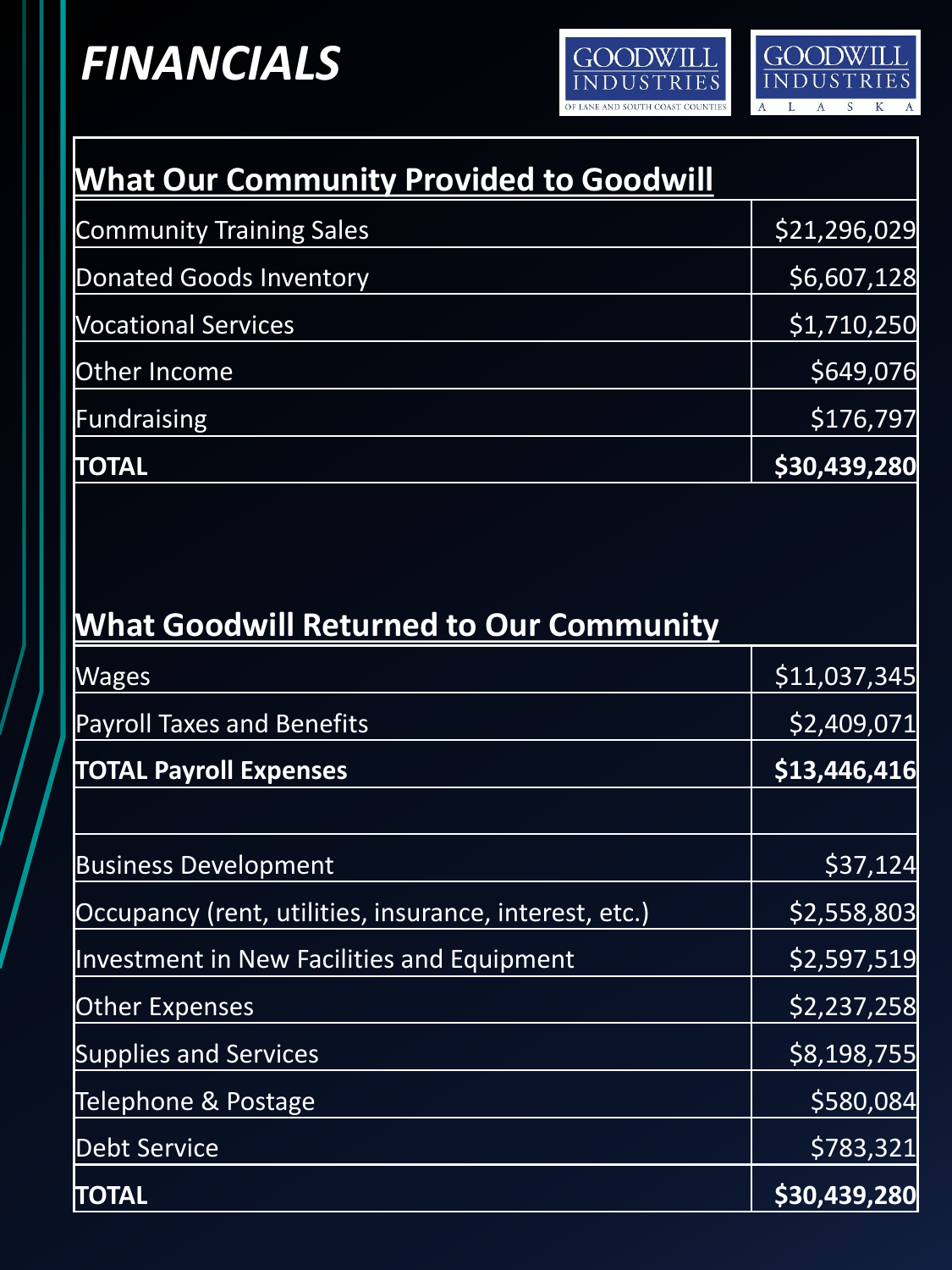# *FINANCIALS*

GOODWILL INDUSTRIES OF LANE AND SOUTH COAST COUNTIES

GOODWILL INDUSTRIES ALASKA

| **What Our Community Provided to Goodwill** | |
|---|---|
| Community Training Sales | $21,296,029 |
| Donated Goods Inventory | $6,607,128 |
| Vocational Services | $1,710,250 |
| Other Income | $649,076 |
| Fundraising | $176,797 |
| **TOTAL** | **$30,439,280** |

| **What Goodwill Returned to Our Community** | |
|---|---|
| Wages | $11,037,345 |
| Payroll Taxes and Benefits | $2,409,071 |
| **TOTAL Payroll Expenses** | **$13,446,416** |
| | |
| Business Development | $37,124 |
| Occupancy (rent, utilities, insurance, interest, etc.) | $2,558,803 |
| Investment in New Facilities and Equipment | $2,597,519 |
| Other Expenses | $2,237,258 |
| Supplies and Services | $8,198,755 |
| Telephone & Postage | $580,084 |
| Debt Service | $783,321 |
| **TOTAL** | **$30,439,280** |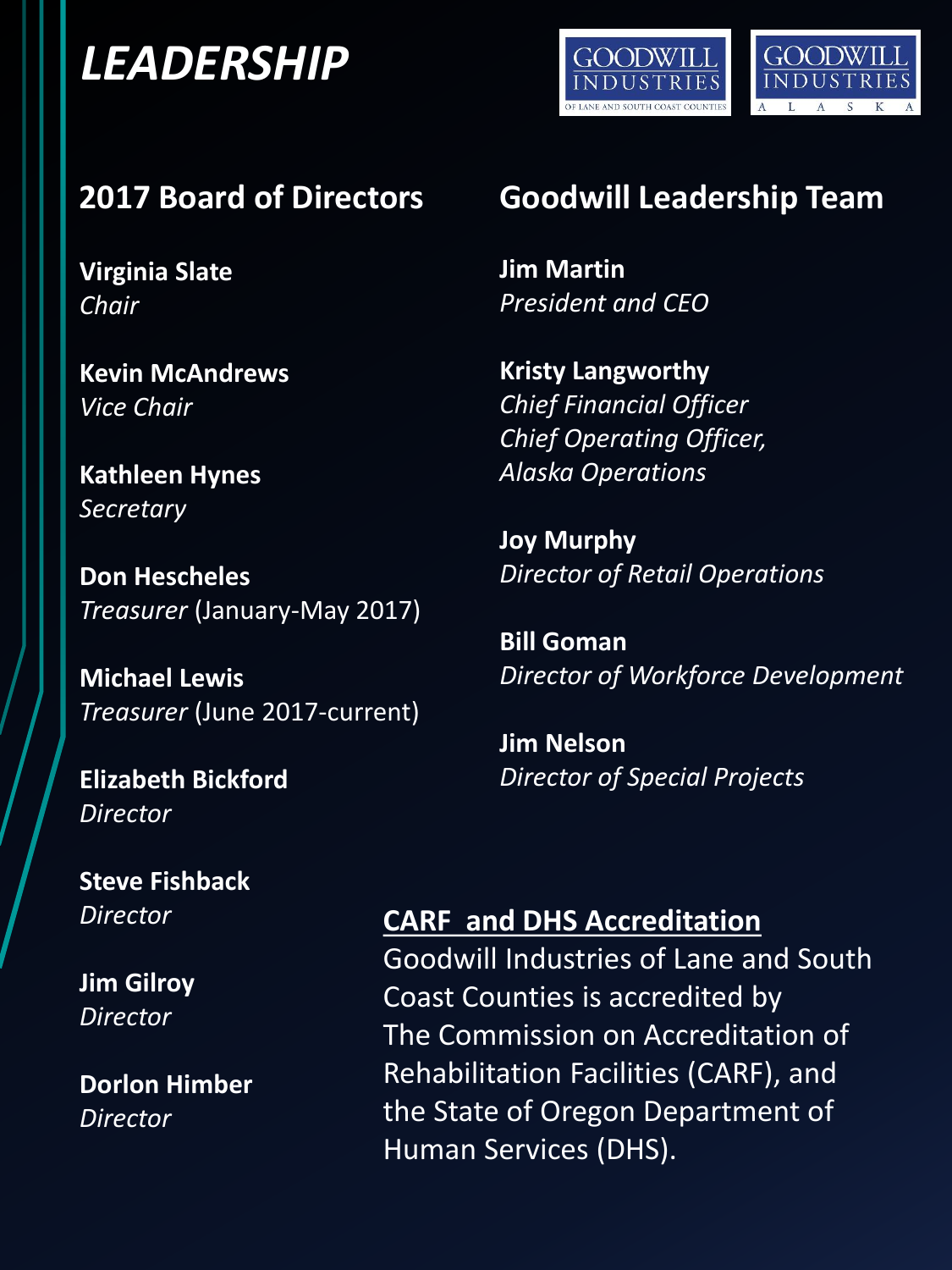# LEADERSHIP

## 2017 Board of Directors

**Virginia Slate**
*Chair*

**Kevin McAndrews**
*Vice Chair*

**Kathleen Hynes**
*Secretary*

**Don Hescheles**
*Treasurer* (January-May 2017)

**Michael Lewis**
*Treasurer* (June 2017-current)

**Elizabeth Bickford**
*Director*

**Steve Fishback**
*Director*

**Jim Gilroy**
*Director*

**Dorlon Himber**
*Director*

## Goodwill Leadership Team

**Jim Martin**
*President and CEO*

**Kristy Langworthy**
*Chief Financial Officer*
*Chief Operating Officer,*
*Alaska Operations*

**Joy Murphy**
*Director of Retail Operations*

**Bill Goman**
*Director of Workforce Development*

**Jim Nelson**
*Director of Special Projects*

### CARF and DHS Accreditation

Goodwill Industries of Lane and South Coast Counties is accredited by The Commission on Accreditation of Rehabilitation Facilities (CARF), and the State of Oregon Department of Human Services (DHS).